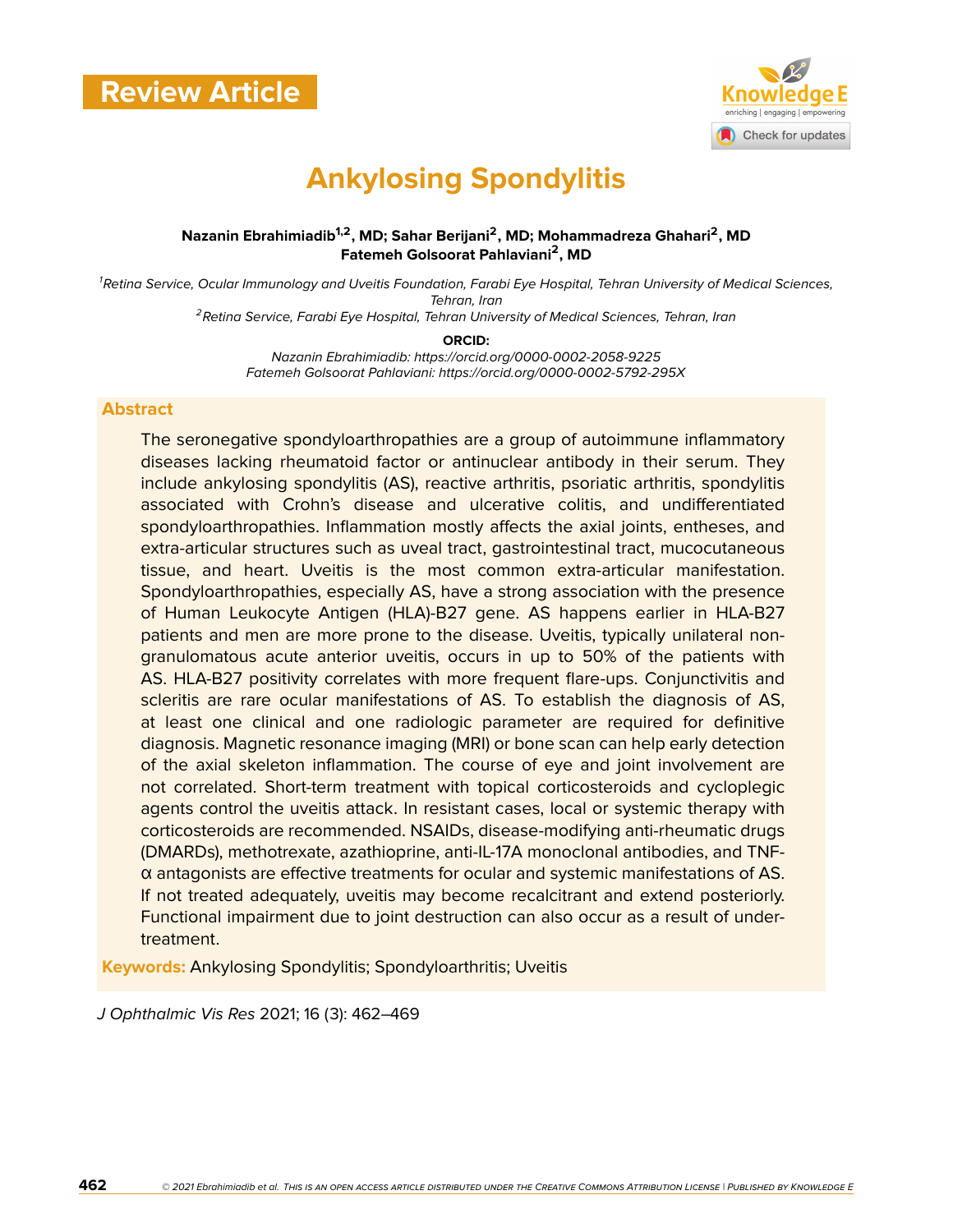**Review Article**

# Ankylosing Spondylitis

**Nazanin Ebrahimiadib[1,2], MD; Sahar Berijani[2], MD; Mohammadreza Ghahari[2], MD**
**Fatemeh Golsoorat Pahlaviani[2], MD**

[1]*Retina Service, Ocular Immunology and Uveitis Foundation, Farabi Eye Hospital, Tehran University of Medical Sciences, Tehran, Iran*
[2]*Retina Service, Farabi Eye Hospital, Tehran University of Medical Sciences, Tehran, Iran*

**ORCID:**
*Nazanin Ebrahimiadib: https://orcid.org/0000-0002-2058-9225*
*Fatemeh Golsoorat Pahlaviani: https://orcid.org/0000-0002-5792-295X*

## Abstract

The seronegative spondyloarthropathies are a group of autoimmune inflammatory diseases lacking rheumatoid factor or antinuclear antibody in their serum. They include ankylosing spondylitis (AS), reactive arthritis, psoriatic arthritis, spondylitis associated with Crohn's disease and ulcerative colitis, and undifferentiated spondyloarthropathies. Inflammation mostly affects the axial joints, entheses, and extra-articular structures such as uveal tract, gastrointestinal tract, mucocutaneous tissue, and heart. Uveitis is the most common extra-articular manifestation. Spondyloarthropathies, especially AS, have a strong association with the presence of Human Leukocyte Antigen (HLA)-B27 gene. AS happens earlier in HLA-B27 patients and men are more prone to the disease. Uveitis, typically unilateral non-granulomatous acute anterior uveitis, occurs in up to 50% of the patients with AS. HLA-B27 positivity correlates with more frequent flare-ups. Conjunctivitis and scleritis are rare ocular manifestations of AS. To establish the diagnosis of AS, at least one clinical and one radiologic parameter are required for definitive diagnosis. Magnetic resonance imaging (MRI) or bone scan can help early detection of the axial skeleton inflammation. The course of eye and joint involvement are not correlated. Short-term treatment with topical corticosteroids and cycloplegic agents control the uveitis attack. In resistant cases, local or systemic therapy with corticosteroids are recommended. NSAIDs, disease-modifying anti-rheumatic drugs (DMARDs), methotrexate, azathioprine, anti-IL-17A monoclonal antibodies, and TNF-α antagonists are effective treatments for ocular and systemic manifestations of AS. If not treated adequately, uveitis may become recalcitrant and extend posteriorly. Functional impairment due to joint destruction can also occur as a result of under-treatment.

**Keywords:** Ankylosing Spondylitis; Spondyloarthritis; Uveitis

*J Ophthalmic Vis Res* 2021; 16 (3): 462–469

© 2021 Ebrahimiadib et al. This is an open access article distributed under the Creative Commons Attribution License | Published by Knowledge E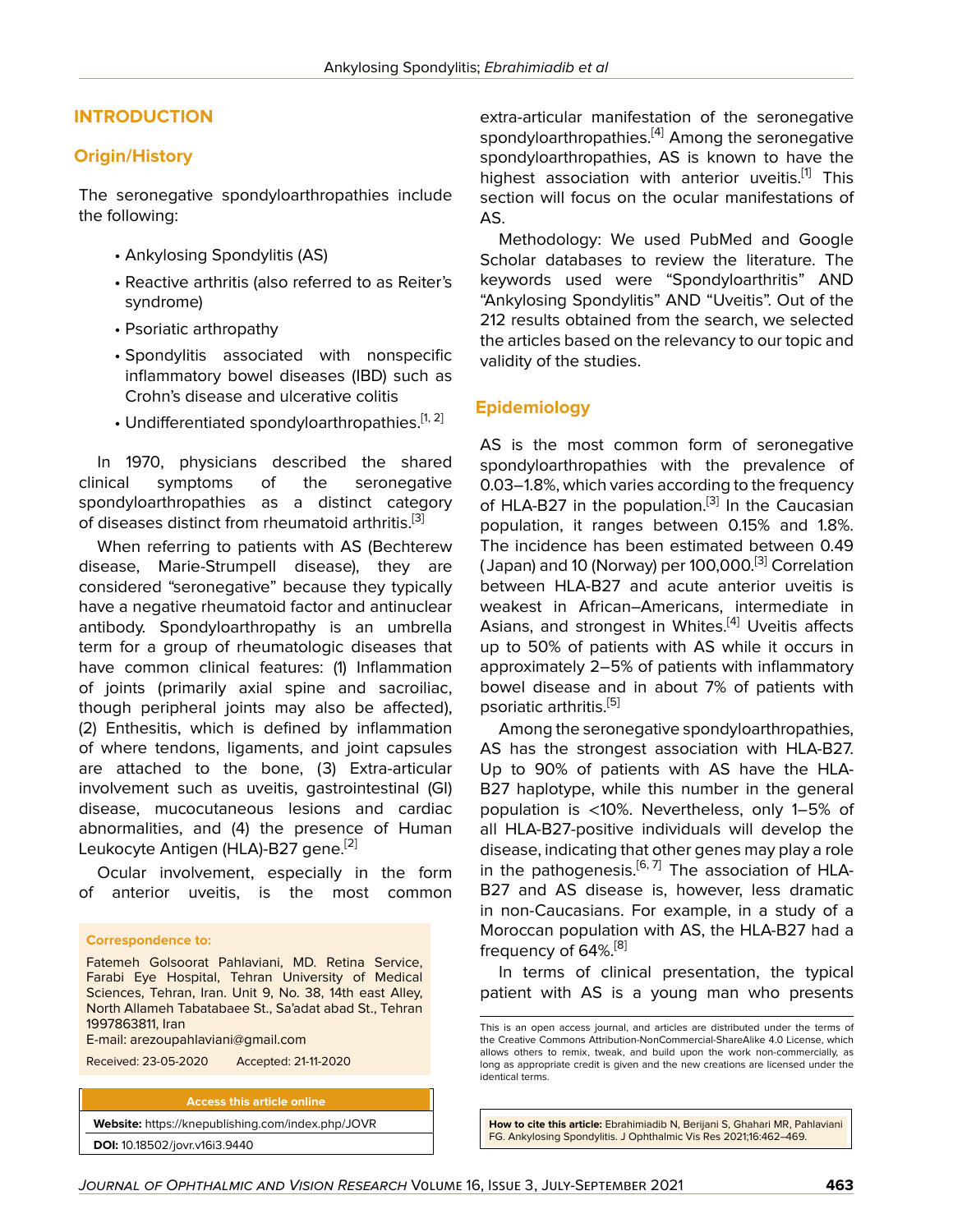## INTRODUCTION

### Origin/History

The seronegative spondyloarthropathies include the following:

- Ankylosing Spondylitis (AS)
- Reactive arthritis (also referred to as Reiter's syndrome)
- Psoriatic arthropathy
- Spondylitis associated with nonspecific inflammatory bowel diseases (IBD) such as Crohn's disease and ulcerative colitis
- Undifferentiated spondyloarthropathies.[1, 2]

In 1970, physicians described the shared clinical symptoms of the seronegative spondyloarthropathies as a distinct category of diseases distinct from rheumatoid arthritis.[3]

When referring to patients with AS (Bechterew disease, Marie-Strumpell disease), they are considered "seronegative" because they typically have a negative rheumatoid factor and antinuclear antibody. Spondyloarthropathy is an umbrella term for a group of rheumatologic diseases that have common clinical features: (1) Inflammation of joints (primarily axial spine and sacroiliac, though peripheral joints may also be affected), (2) Enthesitis, which is defined by inflammation of where tendons, ligaments, and joint capsules are attached to the bone, (3) Extra-articular involvement such as uveitis, gastrointestinal (GI) disease, mucocutaneous lesions and cardiac abnormalities, and (4) the presence of Human Leukocyte Antigen (HLA)-B27 gene.[2]

Ocular involvement, especially in the form of anterior uveitis, is the most common extra-articular manifestation of the seronegative spondyloarthropathies.[4] Among the seronegative spondyloarthropathies, AS is known to have the highest association with anterior uveitis.[1] This section will focus on the ocular manifestations of AS.

Methodology: We used PubMed and Google Scholar databases to review the literature. The keywords used were "Spondyloarthritis" AND "Ankylosing Spondylitis" AND "Uveitis". Out of the 212 results obtained from the search, we selected the articles based on the relevancy to our topic and validity of the studies.

### Epidemiology

AS is the most common form of seronegative spondyloarthropathies with the prevalence of 0.03–1.8%, which varies according to the frequency of HLA-B27 in the population.[3] In the Caucasian population, it ranges between 0.15% and 1.8%. The incidence has been estimated between 0.49 (Japan) and 10 (Norway) per 100,000.[3] Correlation between HLA-B27 and acute anterior uveitis is weakest in African–Americans, intermediate in Asians, and strongest in Whites.[4] Uveitis affects up to 50% of patients with AS while it occurs in approximately 2–5% of patients with inflammatory bowel disease and in about 7% of patients with psoriatic arthritis.[5]

Among the seronegative spondyloarthropathies, AS has the strongest association with HLA-B27. Up to 90% of patients with AS have the HLA-B27 haplotype, while this number in the general population is <10%. Nevertheless, only 1–5% of all HLA-B27-positive individuals will develop the disease, indicating that other genes may play a role in the pathogenesis.[6, 7] The association of HLA-B27 and AS disease is, however, less dramatic in non-Caucasians. For example, in a study of a Moroccan population with AS, the HLA-B27 had a frequency of 64%.[8]

In terms of clinical presentation, the typical patient with AS is a young man who presents

**Correspondence to:**

Fatemeh Golsoorat Pahlaviani, MD. Retina Service, Farabi Eye Hospital, Tehran University of Medical Sciences, Tehran, Iran. Unit 9, No. 38, 14th east Alley, North Allameh Tatabatabaee St., Sa'adat abad St., Tehran 1997863811, Iran
E-mail: arezoupahlaviani@gmail.com

Received: 23-05-2020 Accepted: 21-11-2020

**Access this article online**

**Website:** https://knepublishing.com/index.php/JOVR

**DOI:** 10.18502/jovr.v16i3.9440

This is an open access journal, and articles are distributed under the terms of the Creative Commons Attribution-NonCommercial-ShareAlike 4.0 License, which allows others to remix, tweak, and build upon the work non-commercially, as long as appropriate credit is given and the new creations are licensed under the identical terms.

**How to cite this article:** Ebrahimiadib N, Berijani S, Ghahari MR, Pahlaviani FG. Ankylosing Spondylitis. J Ophthalmic Vis Res 2021;16:462–469.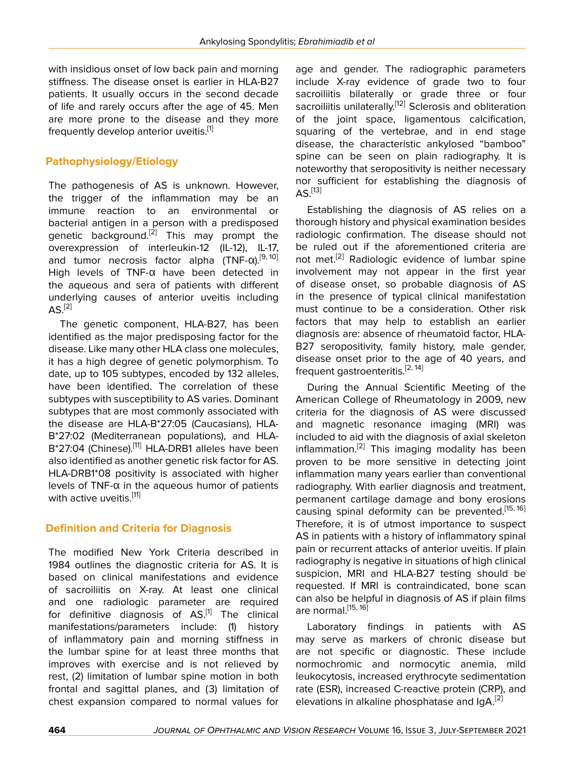with insidious onset of low back pain and morning stiffness. The disease onset is earlier in HLA-B27 patients. It usually occurs in the second decade of life and rarely occurs after the age of 45. Men are more prone to the disease and they more frequently develop anterior uveitis.[1]

## Pathophysiology/Etiology

The pathogenesis of AS is unknown. However, the trigger of the inflammation may be an immune reaction to an environmental or bacterial antigen in a person with a predisposed genetic background.[2] This may prompt the overexpression of interleukin-12 (IL-12), IL-17, and tumor necrosis factor alpha (TNF-α).[9, 10] High levels of TNF-α have been detected in the aqueous and sera of patients with different underlying causes of anterior uveitis including AS.[2]

The genetic component, HLA-B27, has been identified as the major predisposing factor for the disease. Like many other HLA class one molecules, it has a high degree of genetic polymorphism. To date, up to 105 subtypes, encoded by 132 alleles, have been identified. The correlation of these subtypes with susceptibility to AS varies. Dominant subtypes that are most commonly associated with the disease are HLA-B*27:05 (Caucasians), HLA-B*27:02 (Mediterranean populations), and HLA-B*27:04 (Chinese).[11] HLA-DRB1 alleles have been also identified as another genetic risk factor for AS. HLA-DRB1*08 positivity is associated with higher levels of TNF-α in the aqueous humor of patients with active uveitis.[11]

## Definition and Criteria for Diagnosis

The modified New York Criteria described in 1984 outlines the diagnostic criteria for AS. It is based on clinical manifestations and evidence of sacroiliitis on X-ray. At least one clinical and one radiologic parameter are required for definitive diagnosis of AS.[1] The clinical manifestations/parameters include: (1) history of inflammatory pain and morning stiffness in the lumbar spine for at least three months that improves with exercise and is not relieved by rest, (2) limitation of lumbar spine motion in both frontal and sagittal planes, and (3) limitation of chest expansion compared to normal values for age and gender. The radiographic parameters include X-ray evidence of grade two to four sacroiliitis bilaterally or grade three or four sacroiliitis unilaterally.[12] Sclerosis and obliteration of the joint space, ligamentous calcification, squaring of the vertebrae, and in end stage disease, the characteristic ankylosed "bamboo" spine can be seen on plain radiography. It is noteworthy that seropositivity is neither necessary nor sufficient for establishing the diagnosis of AS.[13]

Establishing the diagnosis of AS relies on a thorough history and physical examination besides radiologic confirmation. The disease should not be ruled out if the aforementioned criteria are not met.[2] Radiologic evidence of lumbar spine involvement may not appear in the first year of disease onset, so probable diagnosis of AS in the presence of typical clinical manifestation must continue to be a consideration. Other risk factors that may help to establish an earlier diagnosis are: absence of rheumatoid factor, HLA-B27 seropositivity, family history, male gender, disease onset prior to the age of 40 years, and frequent gastroenteritis.[2, 14]

During the Annual Scientific Meeting of the American College of Rheumatology in 2009, new criteria for the diagnosis of AS were discussed and magnetic resonance imaging (MRI) was included to aid with the diagnosis of axial skeleton inflammation.[2] This imaging modality has been proven to be more sensitive in detecting joint inflammation many years earlier than conventional radiography. With earlier diagnosis and treatment, permanent cartilage damage and bony erosions causing spinal deformity can be prevented.[15, 16] Therefore, it is of utmost importance to suspect AS in patients with a history of inflammatory spinal pain or recurrent attacks of anterior uveitis. If plain radiography is negative in situations of high clinical suspicion, MRI and HLA-B27 testing should be requested. If MRI is contraindicated, bone scan can also be helpful in diagnosis of AS if plain films are normal.[15, 16]

Laboratory findings in patients with AS may serve as markers of chronic disease but are not specific or diagnostic. These include normochromic and normocytic anemia, mild leukocytosis, increased erythrocyte sedimentation rate (ESR), increased C-reactive protein (CRP), and elevations in alkaline phosphatase and IgA.[2]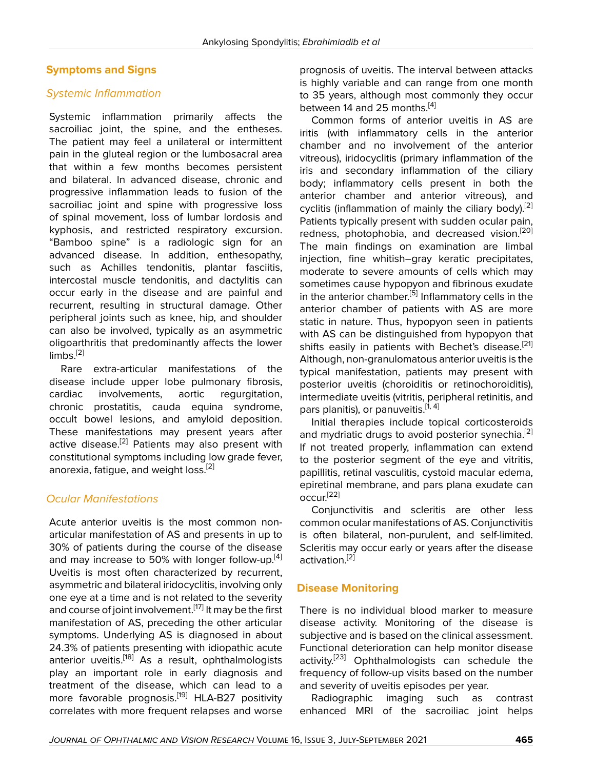## Symptoms and Signs

### *Systemic Inflammation*

Systemic inflammation primarily affects the sacroiliac joint, the spine, and the entheses. The patient may feel a unilateral or intermittent pain in the gluteal region or the lumbosacral area that within a few months becomes persistent and bilateral. In advanced disease, chronic and progressive inflammation leads to fusion of the sacroiliac joint and spine with progressive loss of spinal movement, loss of lumbar lordosis and kyphosis, and restricted respiratory excursion. "Bamboo spine" is a radiologic sign for an advanced disease. In addition, enthesopathy, such as Achilles tendonitis, plantar fasciitis, intercostal muscle tendonitis, and dactylitis can occur early in the disease and are painful and recurrent, resulting in structural damage. Other peripheral joints such as knee, hip, and shoulder can also be involved, typically as an asymmetric oligoarthritis that predominantly affects the lower limbs.[2]

Rare extra-articular manifestations of the disease include upper lobe pulmonary fibrosis, cardiac involvements, aortic regurgitation, chronic prostatitis, cauda equina syndrome, occult bowel lesions, and amyloid deposition. These manifestations may present years after active disease.[2] Patients may also present with constitutional symptoms including low grade fever, anorexia, fatigue, and weight loss.[2]

### *Ocular Manifestations*

Acute anterior uveitis is the most common non-articular manifestation of AS and presents in up to 30% of patients during the course of the disease and may increase to 50% with longer follow-up.[4] Uveitis is most often characterized by recurrent, asymmetric and bilateral iridocyclitis, involving only one eye at a time and is not related to the severity and course of joint involvement.[17] It may be the first manifestation of AS, preceding the other articular symptoms. Underlying AS is diagnosed in about 24.3% of patients presenting with idiopathic acute anterior uveitis.[18] As a result, ophthalmologists play an important role in early diagnosis and treatment of the disease, which can lead to a more favorable prognosis.[19] HLA-B27 positivity correlates with more frequent relapses and worse prognosis of uveitis. The interval between attacks is highly variable and can range from one month to 35 years, although most commonly they occur between 14 and 25 months.[4]

Common forms of anterior uveitis in AS are iritis (with inflammatory cells in the anterior chamber and no involvement of the anterior vitreous), iridocyclitis (primary inflammation of the iris and secondary inflammation of the ciliary body; inflammatory cells present in both the anterior chamber and anterior vitreous), and cyclitis (inflammation of mainly the ciliary body).[2] Patients typically present with sudden ocular pain, redness, photophobia, and decreased vision.[20] The main findings on examination are limbal injection, fine whitish–gray keratic precipitates, moderate to severe amounts of cells which may sometimes cause hypopyon and fibrinous exudate in the anterior chamber.[5] Inflammatory cells in the anterior chamber of patients with AS are more static in nature. Thus, hypopyon seen in patients with AS can be distinguished from hypopyon that shifts easily in patients with Bechet's disease.[21] Although, non-granulomatous anterior uveitis is the typical manifestation, patients may present with posterior uveitis (choroiditis or retinochoroiditis), intermediate uveitis (vitritis, peripheral retinitis, and pars planitis), or panuveitis.[1, 4]

Initial therapies include topical corticosteroids and mydriatic drugs to avoid posterior synechia.[2] If not treated properly, inflammation can extend to the posterior segment of the eye and vitritis, papillitis, retinal vasculitis, cystoid macular edema, epiretinal membrane, and pars plana exudate can occur.[22]

Conjunctivitis and scleritis are other less common ocular manifestations of AS. Conjunctivitis is often bilateral, non-purulent, and self-limited. Scleritis may occur early or years after the disease activation.[2]

## Disease Monitoring

There is no individual blood marker to measure disease activity. Monitoring of the disease is subjective and is based on the clinical assessment. Functional deterioration can help monitor disease activity.[23] Ophthalmologists can schedule the frequency of follow-up visits based on the number and severity of uveitis episodes per year.

Radiographic imaging such as contrast enhanced MRI of the sacroiliac joint helps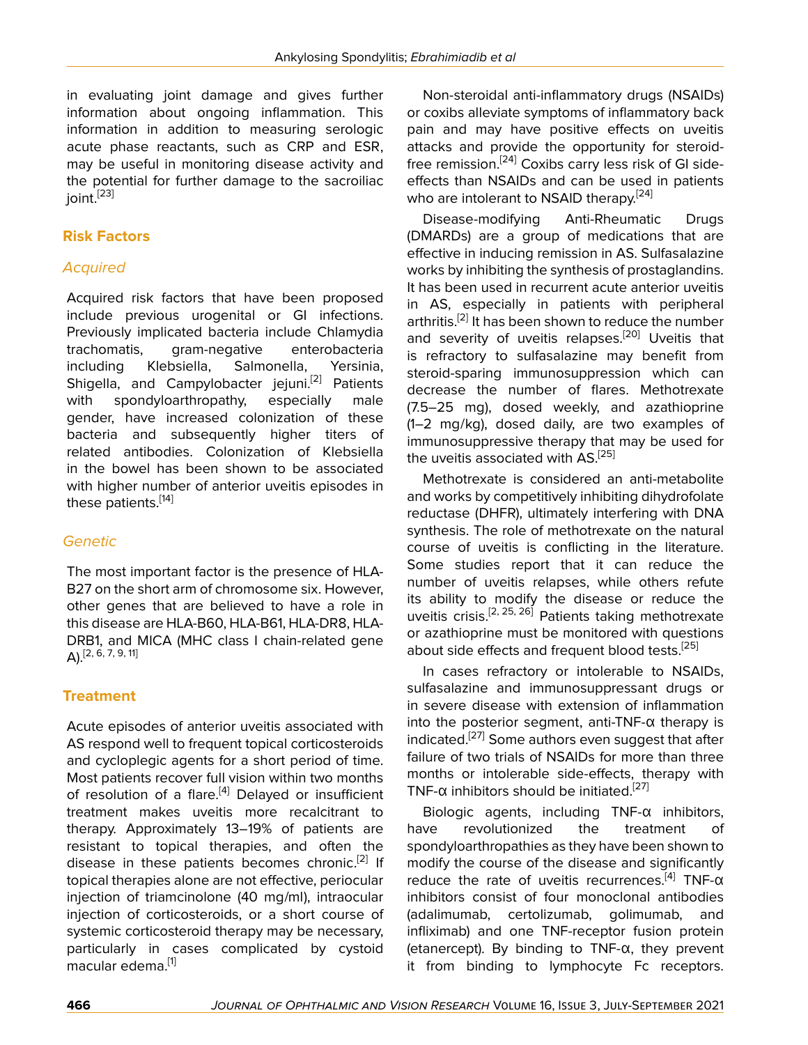in evaluating joint damage and gives further information about ongoing inflammation. This information in addition to measuring serologic acute phase reactants, such as CRP and ESR, may be useful in monitoring disease activity and the potential for further damage to the sacroiliac joint.[23]

## Risk Factors

### *Acquired*

Acquired risk factors that have been proposed include previous urogenital or GI infections. Previously implicated bacteria include Chlamydia trachomatis, gram-negative enterobacteria including Klebsiella, Salmonella, Yersinia, Shigella, and Campylobacter jejuni.[2] Patients with spondyloarthropathy, especially male gender, have increased colonization of these bacteria and subsequently higher titers of related antibodies. Colonization of Klebsiella in the bowel has been shown to be associated with higher number of anterior uveitis episodes in these patients.[14]

### *Genetic*

The most important factor is the presence of HLA-B27 on the short arm of chromosome six. However, other genes that are believed to have a role in this disease are HLA-B60, HLA-B61, HLA-DR8, HLA-DRB1, and MICA (MHC class I chain-related gene A).[2, 6, 7, 9, 11]

## Treatment

Acute episodes of anterior uveitis associated with AS respond well to frequent topical corticosteroids and cycloplegic agents for a short period of time. Most patients recover full vision within two months of resolution of a flare.[4] Delayed or insufficient treatment makes uveitis more recalcitrant to therapy. Approximately 13–19% of patients are resistant to topical therapies, and often the disease in these patients becomes chronic.[2] If topical therapies alone are not effective, periocular injection of triamcinolone (40 mg/ml), intraocular injection of corticosteroids, or a short course of systemic corticosteroid therapy may be necessary, particularly in cases complicated by cystoid macular edema.[1]

Non-steroidal anti-inflammatory drugs (NSAIDs) or coxibs alleviate symptoms of inflammatory back pain and may have positive effects on uveitis attacks and provide the opportunity for steroid-free remission.[24] Coxibs carry less risk of GI side-effects than NSAIDs and can be used in patients who are intolerant to NSAID therapy.[24]

Disease-modifying Anti-Rheumatic Drugs (DMARDs) are a group of medications that are effective in inducing remission in AS. Sulfasalazine works by inhibiting the synthesis of prostaglandins. It has been used in recurrent acute anterior uveitis in AS, especially in patients with peripheral arthritis.[2] It has been shown to reduce the number and severity of uveitis relapses.[20] Uveitis that is refractory to sulfasalazine may benefit from steroid-sparing immunosuppression which can decrease the number of flares. Methotrexate (7.5–25 mg), dosed weekly, and azathioprine (1–2 mg/kg), dosed daily, are two examples of immunosuppressive therapy that may be used for the uveitis associated with AS.[25]

Methotrexate is considered an anti-metabolite and works by competitively inhibiting dihydrofolate reductase (DHFR), ultimately interfering with DNA synthesis. The role of methotrexate on the natural course of uveitis is conflicting in the literature. Some studies report that it can reduce the number of uveitis relapses, while others refute its ability to modify the disease or reduce the uveitis crisis.[2, 25, 26] Patients taking methotrexate or azathioprine must be monitored with questions about side effects and frequent blood tests.[25]

In cases refractory or intolerable to NSAIDs, sulfasalazine and immunosuppressant drugs or in severe disease with extension of inflammation into the posterior segment, anti-TNF-α therapy is indicated.[27] Some authors even suggest that after failure of two trials of NSAIDs for more than three months or intolerable side-effects, therapy with TNF-α inhibitors should be initiated.[27]

Biologic agents, including TNF-α inhibitors, have revolutionized the treatment of spondyloarthropathies as they have been shown to modify the course of the disease and significantly reduce the rate of uveitis recurrences.[4] TNF-α inhibitors consist of four monoclonal antibodies (adalimumab, certolizumab, golimumab, and infliximab) and one TNF-receptor fusion protein (etanercept). By binding to TNF-α, they prevent it from binding to lymphocyte Fc receptors.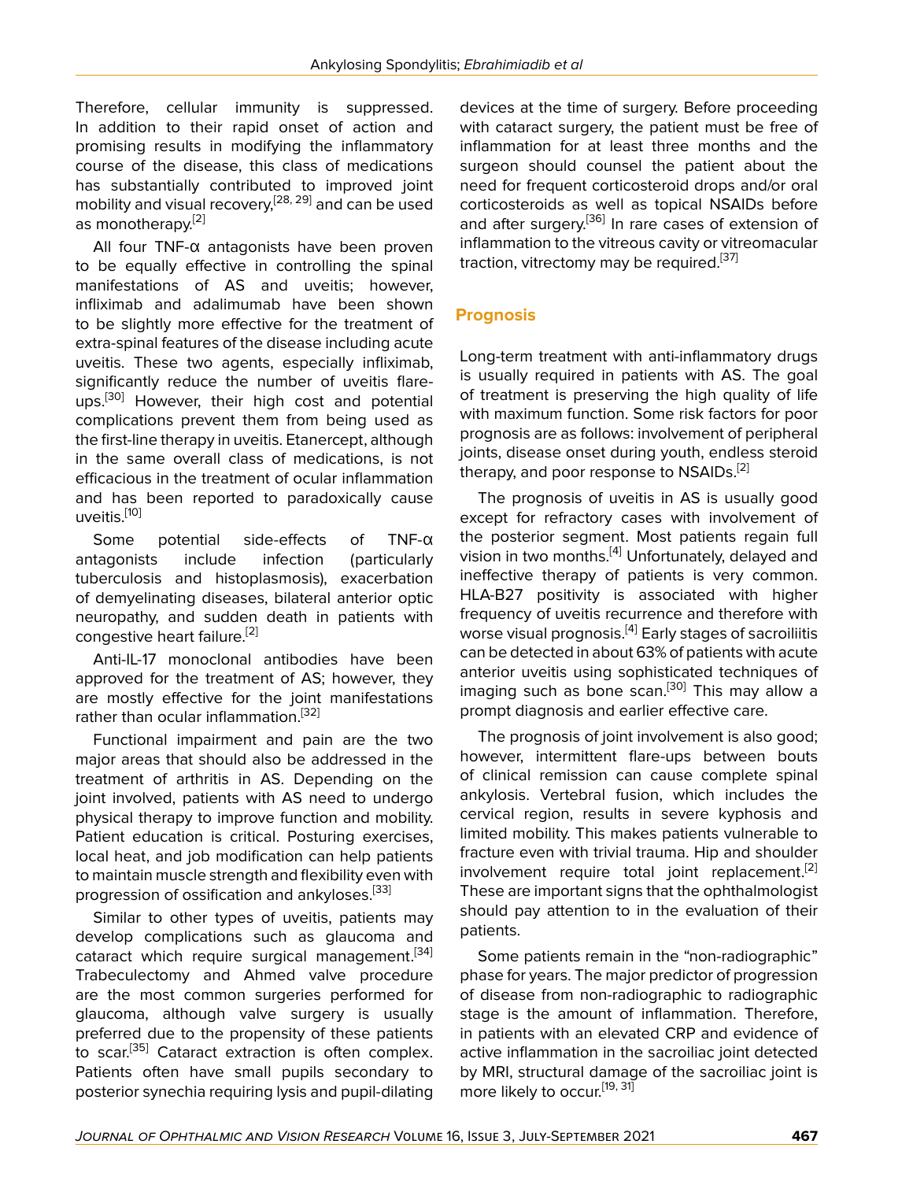Therefore, cellular immunity is suppressed. In addition to their rapid onset of action and promising results in modifying the inflammatory course of the disease, this class of medications has substantially contributed to improved joint mobility and visual recovery,[28, 29] and can be used as monotherapy.[2]

All four TNF-α antagonists have been proven to be equally effective in controlling the spinal manifestations of AS and uveitis; however, infliximab and adalimumab have been shown to be slightly more effective for the treatment of extra-spinal features of the disease including acute uveitis. These two agents, especially infliximab, significantly reduce the number of uveitis flare-ups.[30] However, their high cost and potential complications prevent them from being used as the first-line therapy in uveitis. Etanercept, although in the same overall class of medications, is not efficacious in the treatment of ocular inflammation and has been reported to paradoxically cause uveitis.[10]

Some potential side-effects of TNF-α antagonists include infection (particularly tuberculosis and histoplasmosis), exacerbation of demyelinating diseases, bilateral anterior optic neuropathy, and sudden death in patients with congestive heart failure.[2]

Anti-IL-17 monoclonal antibodies have been approved for the treatment of AS; however, they are mostly effective for the joint manifestations rather than ocular inflammation.[32]

Functional impairment and pain are the two major areas that should also be addressed in the treatment of arthritis in AS. Depending on the joint involved, patients with AS need to undergo physical therapy to improve function and mobility. Patient education is critical. Posturing exercises, local heat, and job modification can help patients to maintain muscle strength and flexibility even with progression of ossification and ankyloses.[33]

Similar to other types of uveitis, patients may develop complications such as glaucoma and cataract which require surgical management.[34] Trabeculectomy and Ahmed valve procedure are the most common surgeries performed for glaucoma, although valve surgery is usually preferred due to the propensity of these patients to scar.[35] Cataract extraction is often complex. Patients often have small pupils secondary to posterior synechia requiring lysis and pupil-dilating devices at the time of surgery. Before proceeding with cataract surgery, the patient must be free of inflammation for at least three months and the surgeon should counsel the patient about the need for frequent corticosteroid drops and/or oral corticosteroids as well as topical NSAIDs before and after surgery.[36] In rare cases of extension of inflammation to the vitreous cavity or vitreomacular traction, vitrectomy may be required.[37]

## Prognosis

Long-term treatment with anti-inflammatory drugs is usually required in patients with AS. The goal of treatment is preserving the high quality of life with maximum function. Some risk factors for poor prognosis are as follows: involvement of peripheral joints, disease onset during youth, endless steroid therapy, and poor response to NSAIDs.[2]

The prognosis of uveitis in AS is usually good except for refractory cases with involvement of the posterior segment. Most patients regain full vision in two months.[4] Unfortunately, delayed and ineffective therapy of patients is very common. HLA-B27 positivity is associated with higher frequency of uveitis recurrence and therefore with worse visual prognosis.[4] Early stages of sacroiliitis can be detected in about 63% of patients with acute anterior uveitis using sophisticated techniques of imaging such as bone scan.[30] This may allow a prompt diagnosis and earlier effective care.

The prognosis of joint involvement is also good; however, intermittent flare-ups between bouts of clinical remission can cause complete spinal ankylosis. Vertebral fusion, which includes the cervical region, results in severe kyphosis and limited mobility. This makes patients vulnerable to fracture even with trivial trauma. Hip and shoulder involvement require total joint replacement.[2] These are important signs that the ophthalmologist should pay attention to in the evaluation of their patients.

Some patients remain in the "non-radiographic" phase for years. The major predictor of progression of disease from non-radiographic to radiographic stage is the amount of inflammation. Therefore, in patients with an elevated CRP and evidence of active inflammation in the sacroiliac joint detected by MRI, structural damage of the sacroiliac joint is more likely to occur.[19, 31]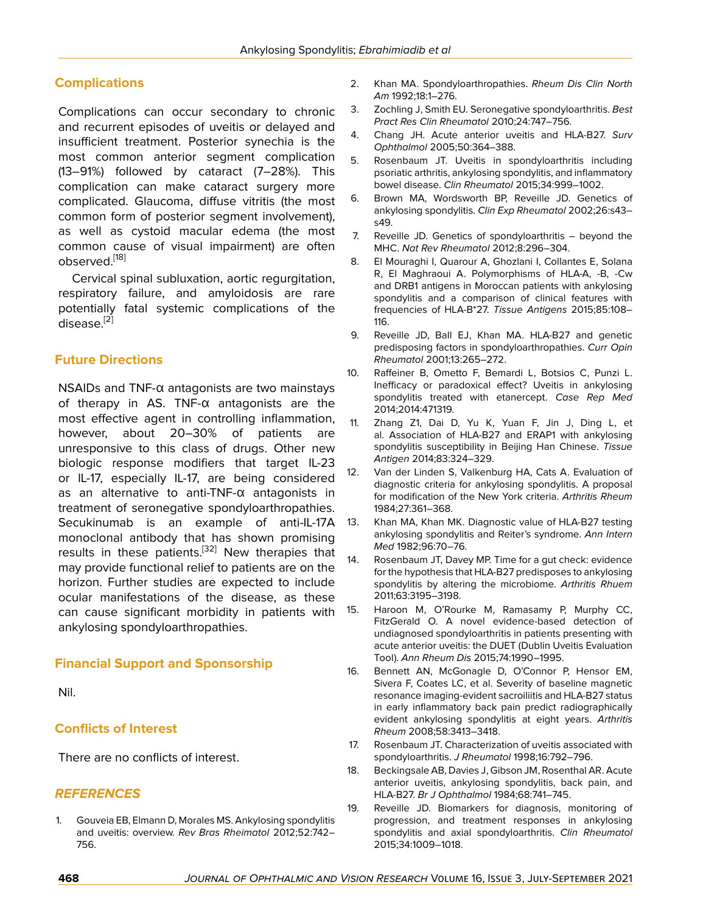## Complications

Complications can occur secondary to chronic and recurrent episodes of uveitis or delayed and insufficient treatment. Posterior synechia is the most common anterior segment complication (13–91%) followed by cataract (7–28%). This complication can make cataract surgery more complicated. Glaucoma, diffuse vitritis (the most common form of posterior segment involvement), as well as cystoid macular edema (the most common cause of visual impairment) are often observed.[18]

Cervical spinal subluxation, aortic regurgitation, respiratory failure, and amyloidosis are rare potentially fatal systemic complications of the disease.[2]

## Future Directions

NSAIDs and TNF-α antagonists are two mainstays of therapy in AS. TNF-α antagonists are the most effective agent in controlling inflammation, however, about 20–30% of patients are unresponsive to this class of drugs. Other new biologic response modifiers that target IL-23 or IL-17, especially IL-17, are being considered as an alternative to anti-TNF-α antagonists in treatment of seronegative spondyloarthropathies. Secukinumab is an example of anti-IL-17A monoclonal antibody that has shown promising results in these patients.[32] New therapies that may provide functional relief to patients are on the horizon. Further studies are expected to include ocular manifestations of the disease, as these can cause significant morbidity in patients with ankylosing spondyloarthropathies.

## Financial Support and Sponsorship

Nil.

## Conflicts of Interest

There are no conflicts of interest.

## REFERENCES

1. Gouveia EB, Elmann D, Morales MS. Ankylosing spondylitis and uveitis: overview. *Rev Bras Rheimatol* 2012;52:742–756.
2. Khan MA. Spondyloarthropathies. *Rheum Dis Clin North Am* 1992;18:1–276.
3. Zochling J, Smith EU. Seronegative spondyloarthritis. *Best Pract Res Clin Rheumatol* 2010;24:747–756.
4. Chang JH. Acute anterior uveitis and HLA-B27. *Surv Ophthalmol* 2005;50:364–388.
5. Rosenbaum JT. Uveitis in spondyloarthritis including psoriatic arthritis, ankylosing spondylitis, and inflammatory bowel disease. *Clin Rheumatol* 2015;34:999–1002.
6. Brown MA, Wordsworth BP, Reveille JD. Genetics of ankylosing spondylitis. *Clin Exp Rheumatol* 2002;26:s43–s49.
7. Reveille JD. Genetics of spondyloarthritis – beyond the MHC. *Nat Rev Rheumatol* 2012;8:296–304.
8. El Mouraghi I, Quarour A, Ghozlani I, Collantes E, Solana R, El Maghraoui A. Polymorphisms of HLA-A, -B, -Cw and DRB1 antigens in Moroccan patients with ankylosing spondylitis and a comparison of clinical features with frequencies of HLA-B*27. *Tissue Antigens* 2015;85:108–116.
9. Reveille JD, Ball EJ, Khan MA. HLA-B27 and genetic predisposing factors in spondyloarthropathies. *Curr Opin Rheumatol* 2001;13:265–272.
10. Raffeiner B, Ometto F, Bemardi L, Botsios C, Punzi L. Inefficacy or paradoxical effect? Uveitis in ankylosing spondylitis treated with etanercept. *Case Rep Med* 2014;2014:471319.
11. Zhang Z1, Dai D, Yu K, Yuan F, Jin J, Ding L, et al. Association of HLA-B27 and ERAP1 with ankylosing spondylitis susceptibility in Beijing Han Chinese. *Tissue Antigen* 2014;83:324–329.
12. Van der Linden S, Valkenburg HA, Cats A. Evaluation of diagnostic criteria for ankylosing spondylitis. A proposal for modification of the New York criteria. *Arthritis Rheum* 1984;27:361–368.
13. Khan MA, Khan MK. Diagnostic value of HLA-B27 testing ankylosing spondylitis and Reiter's syndrome. *Ann Intern Med* 1982;96:70–76.
14. Rosenbaum JT, Davey MP. Time for a gut check: evidence for the hypothesis that HLA-B27 predisposes to ankylosing spondylitis by altering the microbiome. *Arthritis Rhuem* 2011;63:3195–3198.
15. Haroon M, O'Rourke M, Ramasamy P, Murphy CC, FitzGerald O. A novel evidence-based detection of undiagnosed spondyloarthritis in patients presenting with acute anterior uveitis: the DUET (Dublin Uveitis Evaluation Tool). *Ann Rheum Dis* 2015;74:1990–1995.
16. Bennett AN, McGonagle D, O'Connor P, Hensor EM, Sivera F, Coates LC, et al. Severity of baseline magnetic resonance imaging-evident sacroiliitis and HLA-B27 status in early inflammatory back pain predict radiographically evident ankylosing spondylitis at eight years. *Arthritis Rheum* 2008;58:3413–3418.
17. Rosenbaum JT. Characterization of uveitis associated with spondyloarthritis. *J Rheumatol* 1998;16:792–796.
18. Beckingsale AB, Davies J, Gibson JM, Rosenthal AR. Acute anterior uveitis, ankylosing spondylitis, back pain, and HLA-B27. *Br J Ophthalmol* 1984;68:741–745.
19. Reveille JD. Biomarkers for diagnosis, monitoring of progression, and treatment responses in ankylosing spondylitis and axial spondyloarthritis. *Clin Rheumatol* 2015;34:1009–1018.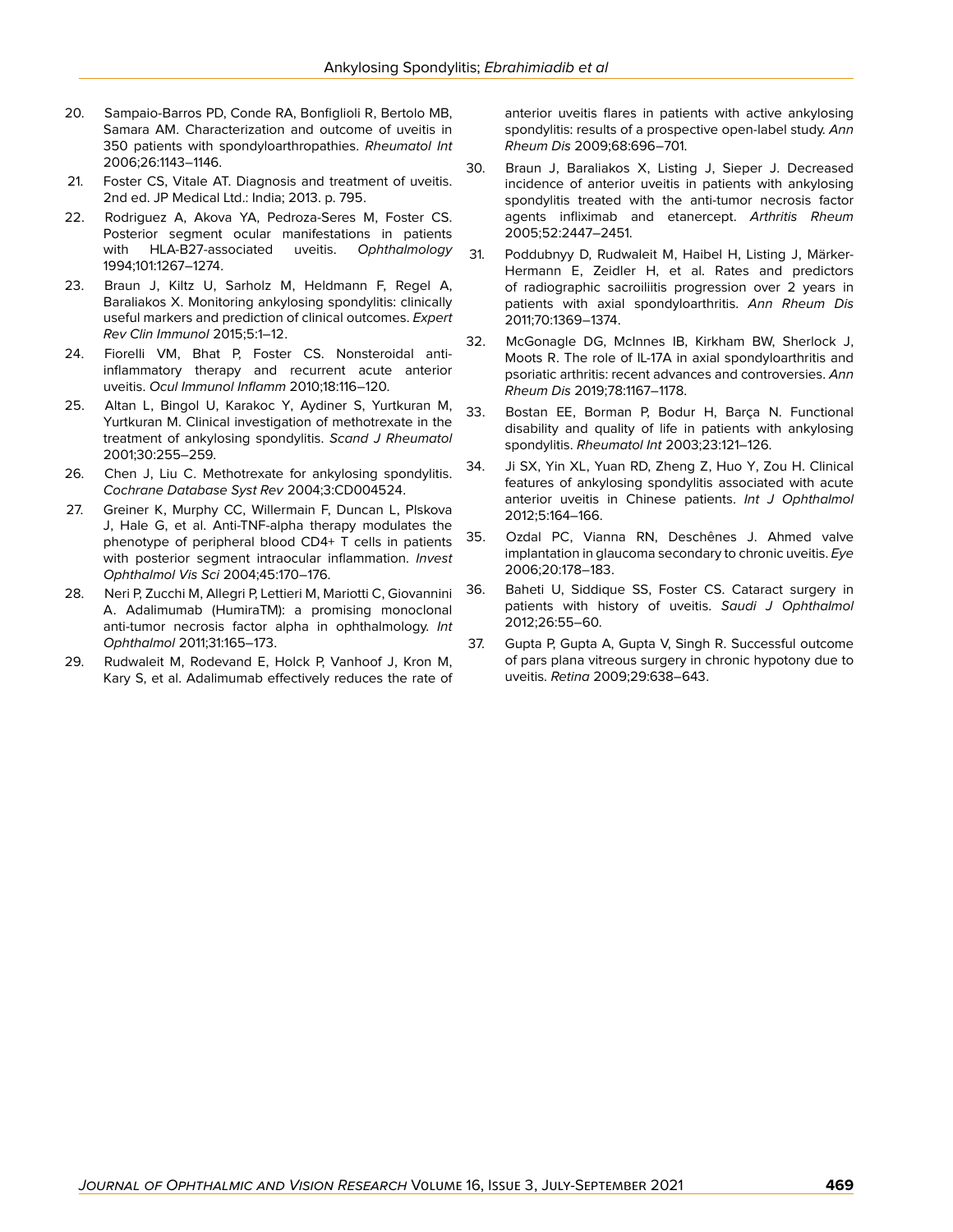20. Sampaio-Barros PD, Conde RA, Bonfiglioli R, Bertolo MB, Samara AM. Characterization and outcome of uveitis in 350 patients with spondyloarthropathies. *Rheumatol Int* 2006;26:1143–1146.
21. Foster CS, Vitale AT. Diagnosis and treatment of uveitis. 2nd ed. JP Medical Ltd.: India; 2013. p. 795.
22. Rodriguez A, Akova YA, Pedroza-Seres M, Foster CS. Posterior segment ocular manifestations in patients with HLA-B27-associated uveitis. *Ophthalmology* 1994;101:1267–1274.
23. Braun J, Kiltz U, Sarholz M, Heldmann F, Regel A, Baraliakos X. Monitoring ankylosing spondylitis: clinically useful markers and prediction of clinical outcomes. *Expert Rev Clin Immunol* 2015;5:1–12.
24. Fiorelli VM, Bhat P, Foster CS. Nonsteroidal anti-inflammatory therapy and recurrent acute anterior uveitis. *Ocul Immunol Inflamm* 2010;18:116–120.
25. Altan L, Bingol U, Karakoc Y, Aydiner S, Yurtkuran M, Yurtkuran M. Clinical investigation of methotrexate in the treatment of ankylosing spondylitis. *Scand J Rheumatol* 2001;30:255–259.
26. Chen J, Liu C. Methotrexate for ankylosing spondylitis. *Cochrane Database Syst Rev* 2004;3:CD004524.
27. Greiner K, Murphy CC, Willermain F, Duncan L, Plskova J, Hale G, et al. Anti-TNF-alpha therapy modulates the phenotype of peripheral blood CD4+ T cells in patients with posterior segment intraocular inflammation. *Invest Ophthalmol Vis Sci* 2004;45:170–176.
28. Neri P, Zucchi M, Allegri P, Lettieri M, Mariotti C, Giovannini A. Adalimumab (HumiraTM): a promising monoclonal anti-tumor necrosis factor alpha in ophthalmology. *Int Ophthalmol* 2011;31:165–173.
29. Rudwaleit M, Rodevand E, Holck P, Vanhoof J, Kron M, Kary S, et al. Adalimumab effectively reduces the rate of anterior uveitis flares in patients with active ankylosing spondylitis: results of a prospective open-label study. *Ann Rheum Dis* 2009;68:696–701.
30. Braun J, Baraliakos X, Listing J, Sieper J. Decreased incidence of anterior uveitis in patients with ankylosing spondylitis treated with the anti-tumor necrosis factor agents infliximab and etanercept. *Arthritis Rheum* 2005;52:2447–2451.
31. Poddubnyy D, Rudwaleit M, Haibel H, Listing J, Märker-Hermann E, Zeidler H, et al. Rates and predictors of radiographic sacroiliitis progression over 2 years in patients with axial spondyloarthritis. *Ann Rheum Dis* 2011;70:1369–1374.
32. McGonagle DG, McInnes IB, Kirkham BW, Sherlock J, Moots R. The role of IL-17A in axial spondyloarthritis and psoriatic arthritis: recent advances and controversies. *Ann Rheum Dis* 2019;78:1167–1178.
33. Bostan EE, Borman P, Bodur H, Barça N. Functional disability and quality of life in patients with ankylosing spondylitis. *Rheumatol Int* 2003;23:121–126.
34. Ji SX, Yin XL, Yuan RD, Zheng Z, Huo Y, Zou H. Clinical features of ankylosing spondylitis associated with acute anterior uveitis in Chinese patients. *Int J Ophthalmol* 2012;5:164–166.
35. Ozdal PC, Vianna RN, Deschênes J. Ahmed valve implantation in glaucoma secondary to chronic uveitis. *Eye* 2006;20:178–183.
36. Baheti U, Siddique SS, Foster CS. Cataract surgery in patients with history of uveitis. *Saudi J Ophthalmol* 2012;26:55–60.
37. Gupta P, Gupta A, Gupta V, Singh R. Successful outcome of pars plana vitreous surgery in chronic hypotony due to uveitis. *Retina* 2009;29:638–643.